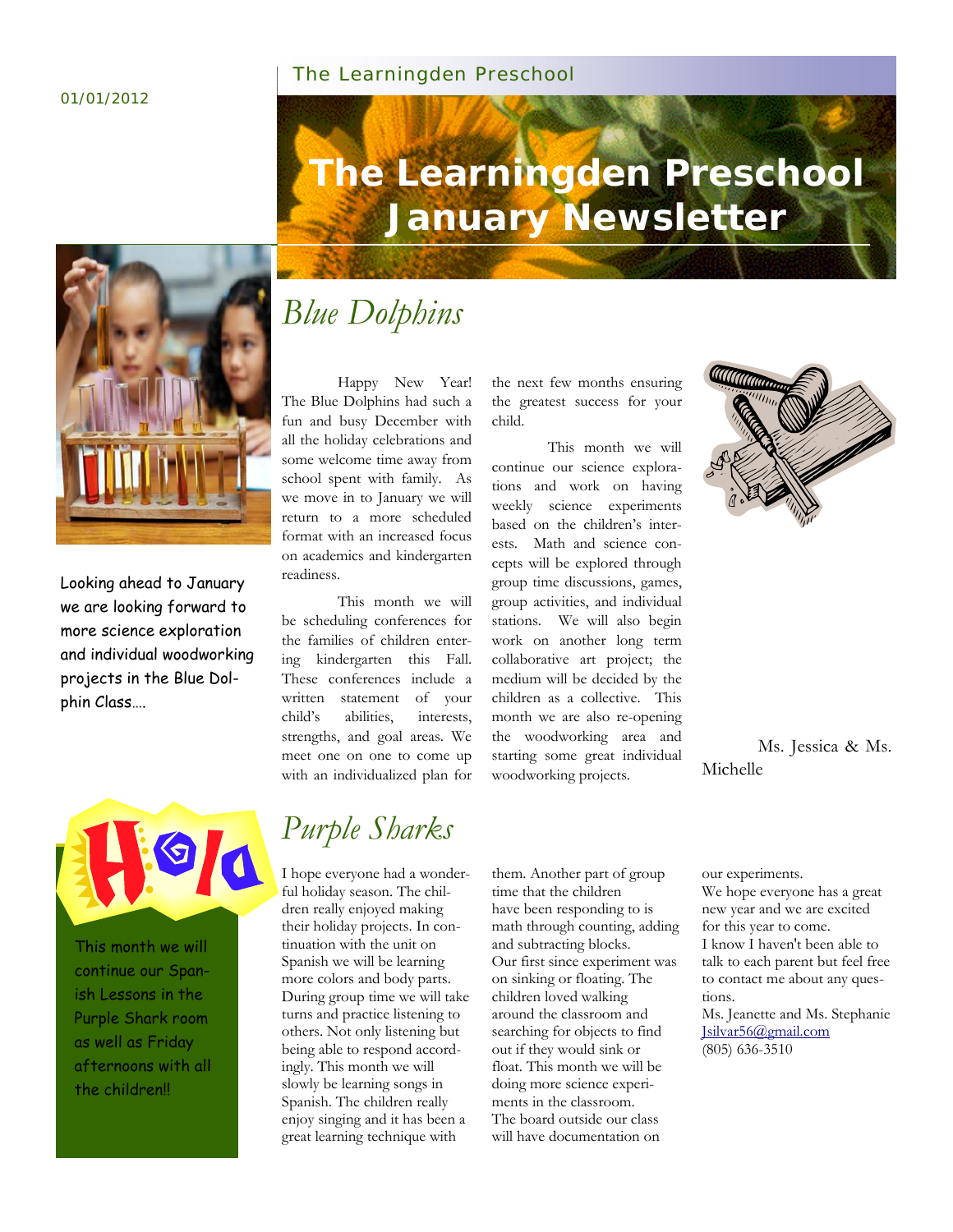01/01/2012

The Learningden Preschool

# The Learningden Preschool January Newsletter

Looking ahead to January we are looking forward to more science exploration and individual woodworking projects in the Blue Dolphin Class….

## *Blue Dolphins*

Happy New Year! The Blue Dolphins had such a fun and busy December with all the holiday celebrations and some welcome time away from school spent with family. As we move in to January we will return to a more scheduled format with an increased focus on academics and kindergarten readiness.

This month we will be scheduling conferences for the families of children entering kindergarten this Fall. These conferences include a written statement of your child's abilities, interests, strengths, and goal areas. We meet one on one to come up with an individualized plan for the next few months ensuring the greatest success for your child.

This month we will continue our science explorations and work on having weekly science experiments based on the children's interests. Math and science concepts will be explored through group time discussions, games, group activities, and individual stations. We will also begin work on another long term collaborative art project; the medium will be decided by the children as a collective. This month we are also re-opening the woodworking area and starting some great individual woodworking projects.

Ms. Jessica & Ms. Michelle

Hola

This month we will continue our Spanish Lessons in the Purple Shark room as well as Friday afternoons with all the children!!

## *Purple Sharks*

I hope everyone had a wonderful holiday season. The children really enjoyed making their holiday projects. In continuation with the unit on Spanish we will be learning more colors and body parts. During group time we will take turns and practice listening to others. Not only listening but being able to respond accordingly. This month we will slowly be learning songs in Spanish. The children really enjoy singing and it has been a great learning technique with them. Another part of group time that the children have been responding to is math through counting, adding and subtracting blocks. Our first since experiment was on sinking or floating. The children loved walking around the classroom and searching for objects to find out if they would sink or float. This month we will be doing more science experiments in the classroom. The board outside our class will have documentation on our experiments.

We hope everyone has a great new year and we are excited for this year to come.

I know I haven't been able to talk to each parent but feel free to contact me about any questions.

Ms. Jeanette and Ms. Stephanie
Jsilvar56@gmail.com
(805) 636-3510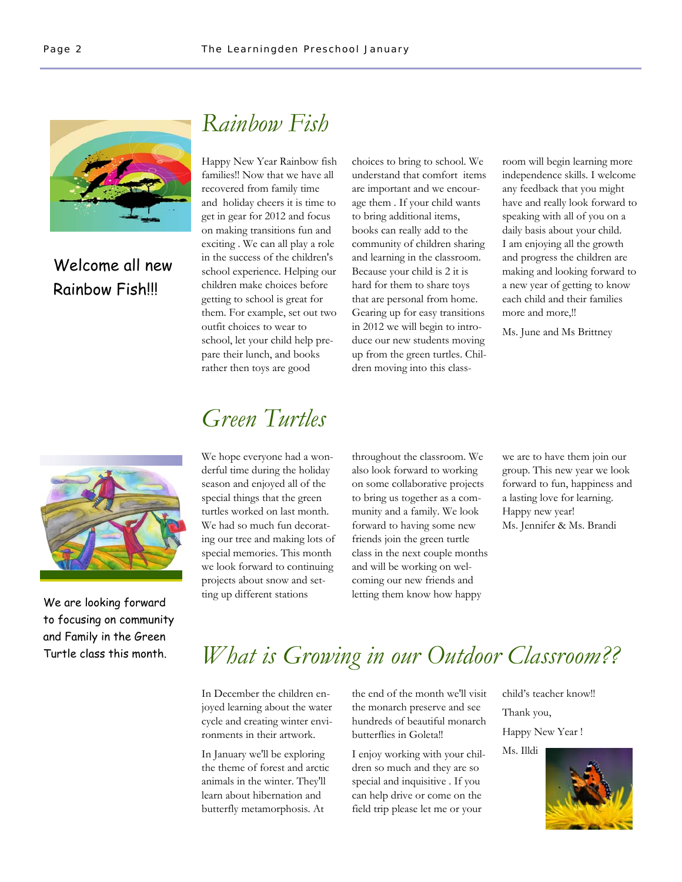Welcome all new Rainbow Fish!!!

## Rainbow Fish

Happy New Year Rainbow fish families!! Now that we have all recovered from family time and holiday cheers it is time to get in gear for 2012 and focus on making transitions fun and exciting . We can all play a role in the success of the children's school experience. Helping our children make choices before getting to school is great for them. For example, set out two outfit choices to wear to school, let your child help prepare their lunch, and books rather then toys are good choices to bring to school. We understand that comfort items are important and we encourage them . If your child wants to bring additional items, books can really add to the community of children sharing and learning in the classroom. Because your child is 2 it is hard for them to share toys that are personal from home. Gearing up for easy transitions in 2012 we will begin to introduce our new students moving up from the green turtles. Children moving into this classroom will begin learning more independence skills. I welcome any feedback that you might have and really look forward to speaking with all of you on a daily basis about your child. I am enjoying all the growth and progress the children are making and looking forward to a new year of getting to know each child and their families more and more,!!

Ms. June and Ms Brittney

## Green Turtles

We are looking forward to focusing on community and Family in the Green Turtle class this month.

We hope everyone had a wonderful time during the holiday season and enjoyed all of the special things that the green turtles worked on last month. We had so much fun decorating our tree and making lots of special memories. This month we look forward to continuing projects about snow and setting up different stations throughout the classroom. We also look forward to working on some collaborative projects to bring us together as a community and a family. We look forward to having some new friends join the green turtle class in the next couple months and will be working on welcoming our new friends and letting them know how happy we are to have them join our group. This new year we look forward to fun, happiness and a lasting love for learning. Happy new year!
Ms. Jennifer & Ms. Brandi

## What is Growing in our Outdoor Classroom??

In December the children enjoyed learning about the water cycle and creating winter environments in their artwork.

In January we'll be exploring the theme of forest and arctic animals in the winter. They'll learn about hibernation and butterfly metamorphosis. At the end of the month we'll visit the monarch preserve and see hundreds of beautiful monarch butterflies in Goleta!!

I enjoy working with your children so much and they are so special and inquisitive . If you can help drive or come on the field trip please let me or your child's teacher know!!

Thank you,

Happy New Year !

Ms. Illdi